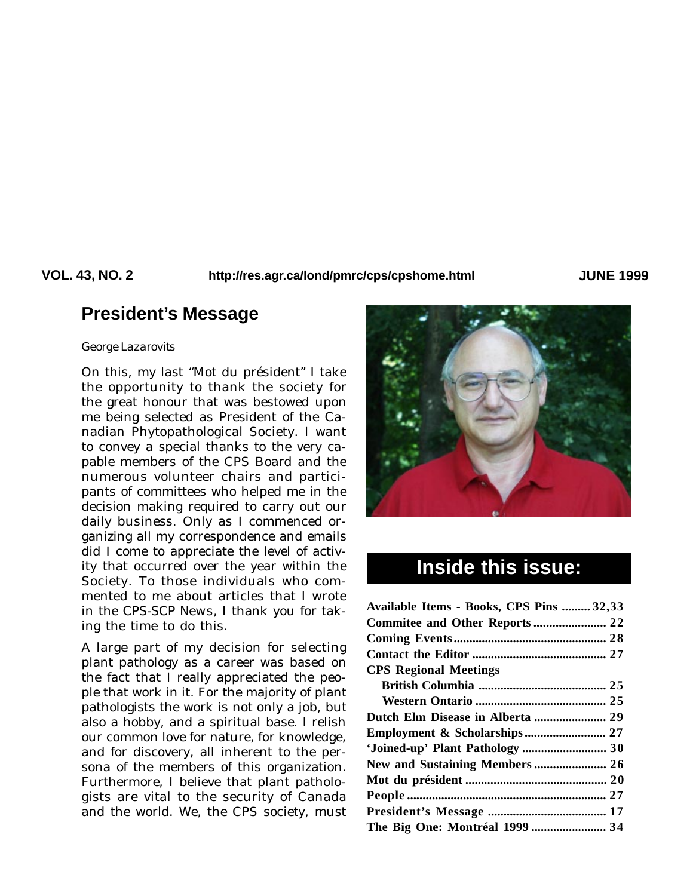VOL. 43, NO. 2 http://res.agr.ca/lond/pmrc/cps/cpshome.html JUNE 1999

## President's Message

George Lazarovits

On this, my last "Mot du président" I take the opportunity to thank the society for the great honour that was bestowed upon me being selected as President of the Canadian Phytopathological Society. I want to convey a special thanks to the very capable members of the CPS Board and the numerous volunteer chairs and participants of committees who helped me in the decision making required to carry out our daily business. Only as I commenced organizing all my correspondence and emails did I come to appreciate the level of activity that occurred over the year within the Society. To those individuals who commented to me about articles that I wrote in the CPS-SCP News, I thank you for taking the time to do this.

A large part of my decision for selecting plant pathology as a career was based on the fact that I really appreciated the people that work in it. For the majority of plant pathologists the work is not only a job, but also a hobby, and a spiritual base. I relish our common love for nature, for knowledge, and for discovery, all inherent to the persona of the members of this organization. Furthermore, I believe that plant pathologists are vital to the security of Canada and the world. We, the CPS society, must

## Inside this issue:

| | |
|---|---|
| **Available Items - Books, CPS Pins** | **32,33** |
| **Commitee and Other Reports** | **22** |
| **Coming Events** | **28** |
| **Contact the Editor** | **27** |
| **CPS Regional Meetings** | |
| **British Columbia** | **25** |
| **Western Ontario** | **25** |
| **Dutch Elm Disease in Alberta** | **29** |
| **Employment & Scholarships** | **27** |
| **'Joined-up' Plant Pathology** | **30** |
| **New and Sustaining Members** | **26** |
| **Mot du président** | **20** |
| **People** | **27** |
| **President's Message** | **17** |
| **The Big One: Montréal 1999** | **34** |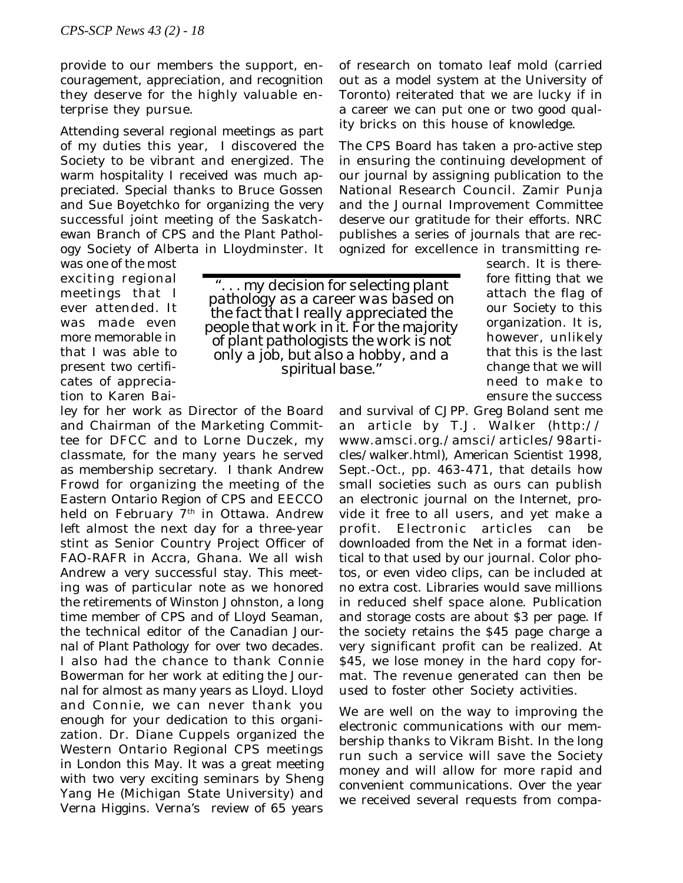provide to our members the support, encouragement, appreciation, and recognition they deserve for the highly valuable enterprise they pursue.

Attending several regional meetings as part of my duties this year, I discovered the Society to be vibrant and energized. The warm hospitality I received was much appreciated. Special thanks to Bruce Gossen and Sue Boyetchko for organizing the very successful joint meeting of the Saskatchewan Branch of CPS and the Plant Pathology Society of Alberta in Lloydminster. It was one of the most exciting regional meetings that I ever attended. It was made even more memorable in that I was able to present two certificates of appreciation to Karen Bailey for her work as Director of the Board and Chairman of the Marketing Committee for DFCC and to Lorne Duczek, my classmate, for the many years he served as membership secretary. I thank Andrew Frowd for organizing the meeting of the Eastern Ontario Region of CPS and EECCO held on February 7th in Ottawa. Andrew left almost the next day for a three-year stint as Senior Country Project Officer of FAO-RAFR in Accra, Ghana. We all wish Andrew a very successful stay. This meeting was of particular note as we honored the retirements of Winston Johnston, a long time member of CPS and of Lloyd Seaman, the technical editor of the Canadian Journal of Plant Pathology for over two decades. I also had the chance to thank Connie Bowerman for her work at editing the Journal for almost as many years as Lloyd. Lloyd and Connie, we can never thank you enough for your dedication to this organization. Dr. Diane Cuppels organized the Western Ontario Regional CPS meetings in London this May. It was a great meeting with two very exciting seminars by Sheng Yang He (Michigan State University) and Verna Higgins. Verna's review of 65 years of research on tomato leaf mold (carried out as a model system at the University of Toronto) reiterated that we are lucky if in a career we can put one or two good quality bricks on this house of knowledge.

> *". . . my decision for selecting plant pathology as a career was based on the fact that I really appreciated the people that work in it. For the majority of plant pathologists the work is not only a job, but also a hobby, and a spiritual base."*

The CPS Board has taken a pro-active step in ensuring the continuing development of our journal by assigning publication to the National Research Council. Zamir Punja and the Journal Improvement Committee deserve our gratitude for their efforts. NRC publishes a series of journals that are recognized for excellence in transmitting research. It is therefore fitting that we attach the flag of our Society to this organization. It is, however, unlikely that this is the last change that we will need to make to ensure the success and survival of CJPP. Greg Boland sent me an article by T.J. Walker (http://www.amsci.org./amsci/articles/98articles/walker.html), American Scientist 1998, Sept.-Oct., pp. 463-471, that details how small societies such as ours can publish an electronic journal on the Internet, provide it free to all users, and yet make a profit. Electronic articles can be downloaded from the Net in a format identical to that used by our journal. Color photos, or even video clips, can be included at no extra cost. Libraries would save millions in reduced shelf space alone. Publication and storage costs are about $3 per page. If the society retains the $45 page charge a very significant profit can be realized. At $45, we lose money in the hard copy format. The revenue generated can then be used to foster other Society activities.

We are well on the way to improving the electronic communications with our membership thanks to Vikram Bisht. In the long run such a service will save the Society money and will allow for more rapid and convenient communications. Over the year we received several requests from compa-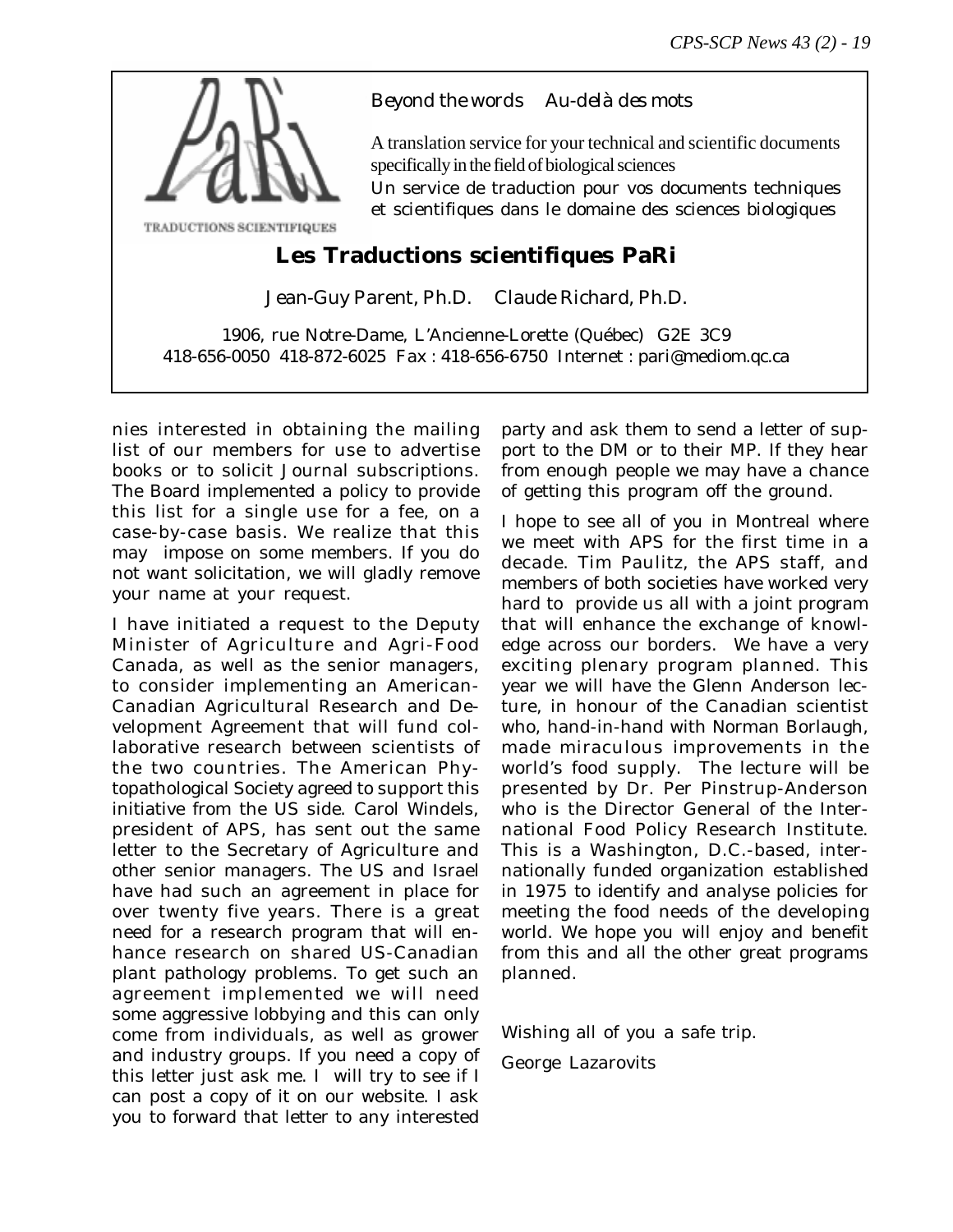Beyond the words    Au-delà des mots

A translation service for your technical and scientific documents specifically in the field of biological sciences

Un service de traduction pour vos documents techniques et scientifiques dans le domaine des sciences biologiques

TRADUCTIONS SCIENTIFIQUES

**Les Traductions scientifiques PaRi**

Jean-Guy Parent, Ph.D.    Claude Richard, Ph.D.

1906, rue Notre-Dame, L'Ancienne-Lorette (Québec)  G2E 3C9
418-656-0050  418-872-6025  Fax : 418-656-6750  Internet : pari@mediom.qc.ca

---

nies interested in obtaining the mailing list of our members for use to advertise books or to solicit Journal subscriptions. The Board implemented a policy to provide this list for a single use for a fee, on a case-by-case basis. We realize that this may impose on some members. If you do not want solicitation, we will gladly remove your name at your request.

I have initiated a request to the Deputy Minister of Agriculture and Agri-Food Canada, as well as the senior managers, to consider implementing an American-Canadian Agricultural Research and Development Agreement that will fund collaborative research between scientists of the two countries. The American Phytopathological Society agreed to support this initiative from the US side. Carol Windels, president of APS, has sent out the same letter to the Secretary of Agriculture and other senior managers. The US and Israel have had such an agreement in place for over twenty five years. There is a great need for a research program that will enhance research on shared US-Canadian plant pathology problems. To get such an agreement implemented we will need some aggressive lobbying and this can only come from individuals, as well as grower and industry groups. If you need a copy of this letter just ask me. I will try to see if I can post a copy of it on our website. I ask you to forward that letter to any interested party and ask them to send a letter of support to the DM or to their MP. If they hear from enough people we may have a chance of getting this program off the ground.

I hope to see all of you in Montreal where we meet with APS for the first time in a decade. Tim Paulitz, the APS staff, and members of both societies have worked very hard to provide us all with a joint program that will enhance the exchange of knowledge across our borders. We have a very exciting plenary program planned. This year we will have the Glenn Anderson lecture, in honour of the Canadian scientist who, hand-in-hand with Norman Borlaugh, made miraculous improvements in the world's food supply. The lecture will be presented by Dr. Per Pinstrup-Anderson who is the Director General of the International Food Policy Research Institute. This is a Washington, D.C.-based, internationally funded organization established in 1975 to identify and analyse policies for meeting the food needs of the developing world. We hope you will enjoy and benefit from this and all the other great programs planned.

Wishing all of you a safe trip.

George Lazarovits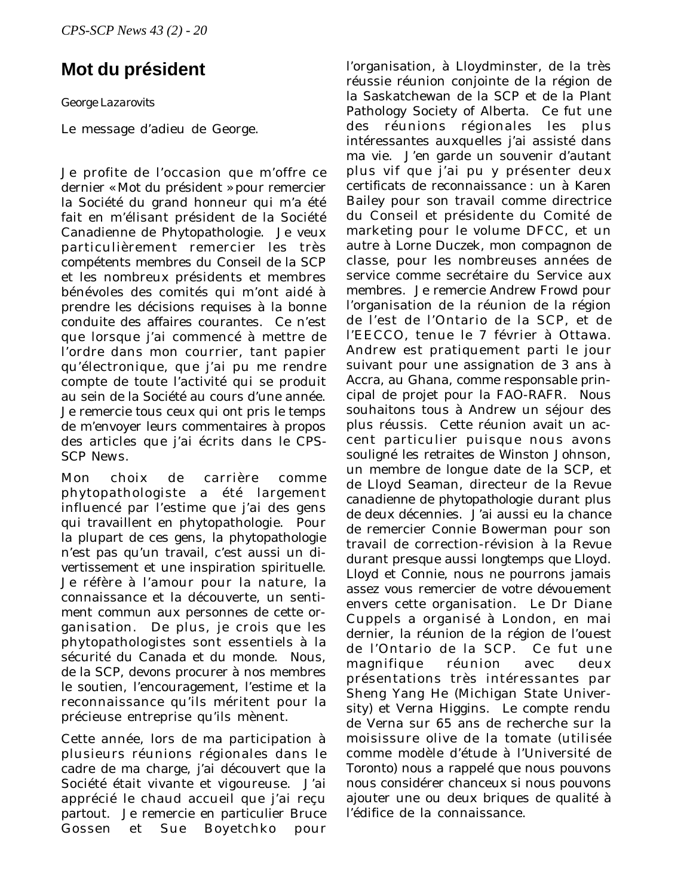# Mot du président

George Lazarovits

Le message d'adieu de George.

Je profite de l'occasion que m'offre ce dernier « Mot du président » pour remercier la Société du grand honneur qui m'a été fait en m'élisant président de la Société Canadienne de Phytopathologie. Je veux particulièrement remercier les très compétents membres du Conseil de la SCP et les nombreux présidents et membres bénévoles des comités qui m'ont aidé à prendre les décisions requises à la bonne conduite des affaires courantes. Ce n'est que lorsque j'ai commencé à mettre de l'ordre dans mon courrier, tant papier qu'électronique, que j'ai pu me rendre compte de toute l'activité qui se produit au sein de la Société au cours d'une année. Je remercie tous ceux qui ont pris le temps de m'envoyer leurs commentaires à propos des articles que j'ai écrits dans le CPS-SCP News.

Mon choix de carrière comme phytopathologiste a été largement influencé par l'estime que j'ai des gens qui travaillent en phytopathologie. Pour la plupart de ces gens, la phytopathologie n'est pas qu'un travail, c'est aussi un divertissement et une inspiration spirituelle. Je réfère à l'amour pour la nature, la connaissance et la découverte, un sentiment commun aux personnes de cette organisation. De plus, je crois que les phytopathologistes sont essentiels à la sécurité du Canada et du monde. Nous, de la SCP, devons procurer à nos membres le soutien, l'encouragement, l'estime et la reconnaissance qu'ils méritent pour la précieuse entreprise qu'ils mènent.

Cette année, lors de ma participation à plusieurs réunions régionales dans le cadre de ma charge, j'ai découvert que la Société était vivante et vigoureuse. J'ai apprécié le chaud accueil que j'ai reçu partout. Je remercie en particulier Bruce Gossen et Sue Boyetchko pour l'organisation, à Lloydminster, de la très réussie réunion conjointe de la région de la Saskatchewan de la SCP et de la Plant Pathology Society of Alberta. Ce fut une des réunions régionales les plus intéressantes auxquelles j'ai assisté dans ma vie. J'en garde un souvenir d'autant plus vif que j'ai pu y présenter deux certificats de reconnaissance : un à Karen Bailey pour son travail comme directrice du Conseil et présidente du Comité de marketing pour le volume DFCC, et un autre à Lorne Duczek, mon compagnon de classe, pour les nombreuses années de service comme secrétaire du Service aux membres. Je remercie Andrew Frowd pour l'organisation de la réunion de la région de l'est de l'Ontario de la SCP, et de l'EECCO, tenue le 7 février à Ottawa. Andrew est pratiquement parti le jour suivant pour une assignation de 3 ans à Accra, au Ghana, comme responsable principal de projet pour la FAO-RAFR. Nous souhaitons tous à Andrew un séjour des plus réussis. Cette réunion avait un accent particulier puisque nous avons souligné les retraites de Winston Johnson, un membre de longue date de la SCP, et de Lloyd Seaman, directeur de la Revue canadienne de phytopathologie durant plus de deux décennies. J'ai aussi eu la chance de remercier Connie Bowerman pour son travail de correction-révision à la Revue durant presque aussi longtemps que Lloyd. Lloyd et Connie, nous ne pourrons jamais assez vous remercier de votre dévouement envers cette organisation. Le Dr Diane Cuppels a organisé à London, en mai dernier, la réunion de la région de l'ouest de l'Ontario de la SCP. Ce fut une magnifique réunion avec deux présentations très intéressantes par Sheng Yang He (Michigan State University) et Verna Higgins. Le compte rendu de Verna sur 65 ans de recherche sur la moisissure olive de la tomate (utilisée comme modèle d'étude à l'Université de Toronto) nous a rappelé que nous pouvons nous considérer chanceux si nous pouvons ajouter une ou deux briques de qualité à l'édifice de la connaissance.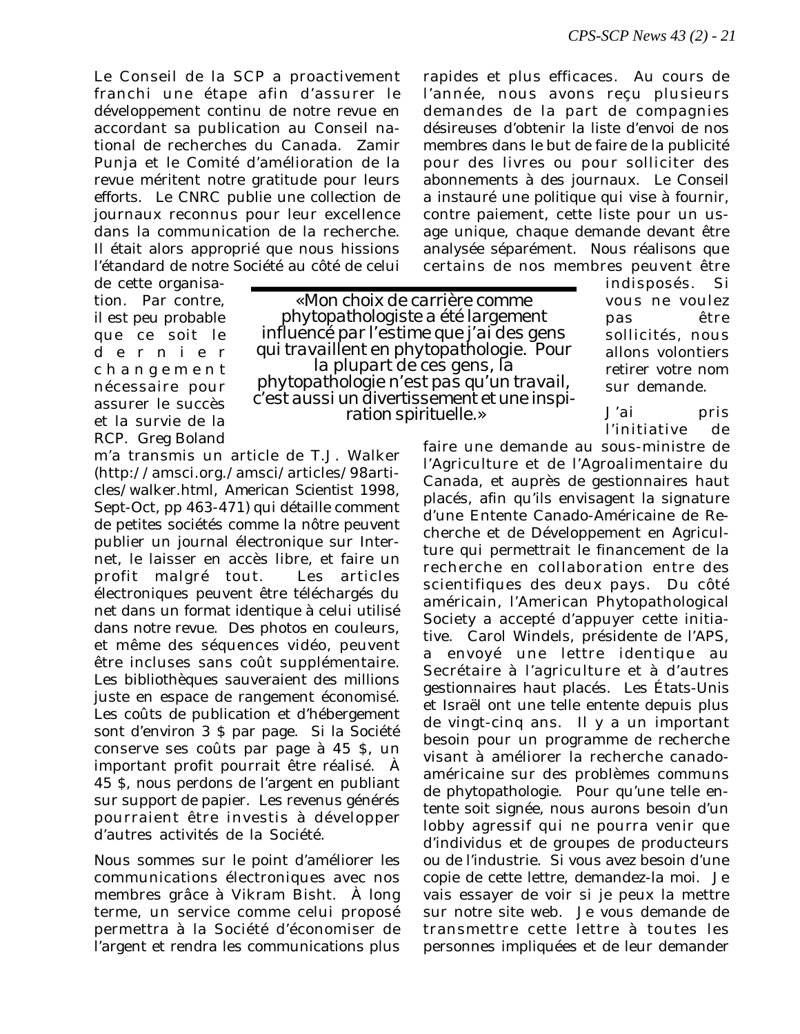Le Conseil de la SCP a proactivement franchi une étape afin d'assurer le développement continu de notre revue en accordant sa publication au Conseil national de recherches du Canada. Zamir Punja et le Comité d'amélioration de la revue méritent notre gratitude pour leurs efforts. Le CNRC publie une collection de journaux reconnus pour leur excellence dans la communication de la recherche. Il était alors approprié que nous hissions l'étandard de notre Société au côté de celui de cette organisation. Par contre, il est peu probable que ce soit le dernier changement nécessaire pour assurer le succès et la survie de la RCP. Greg Boland m'a transmis un article de T.J. Walker (http://amsci.org./amsci/articles/98articles/walker.html, American Scientist 1998, Sept-Oct, pp 463-471) qui détaille comment de petites sociétés comme la nôtre peuvent publier un journal électronique sur Internet, le laisser en accès libre, et faire un profit malgré tout. Les articles électroniques peuvent être téléchargés du net dans un format identique à celui utilisé dans notre revue. Des photos en couleurs, et même des séquences vidéo, peuvent être incluses sans coût supplémentaire. Les bibliothèques sauveraient des millions juste en espace de rangement économisé. Les coûts de publication et d'hébergement sont d'environ 3 $ par page. Si la Société conserve ses coûts par page à 45 $, un important profit pourrait être réalisé. À 45 $, nous perdons de l'argent en publiant sur support de papier. Les revenus générés pourraient être investis à développer d'autres activités de la Société.

Nous sommes sur le point d'améliorer les communications électroniques avec nos membres grâce à Vikram Bisht. À long terme, un service comme celui proposé permettra à la Société d'économiser de l'argent et rendra les communications plus rapides et plus efficaces. Au cours de l'année, nous avons reçu plusieurs demandes de la part de compagnies désireuses d'obtenir la liste d'envoi de nos membres dans le but de faire de la publicité pour des livres ou pour solliciter des abonnements à des journaux. Le Conseil a instauré une politique qui vise à fournir, contre paiement, cette liste pour un usage unique, chaque demande devant être analysée séparément. Nous réalisons que certains de nos membres peuvent être indisposés. Si vous ne voulez pas être sollicités, nous allons volontiers retirer votre nom sur demande.

> «Mon choix de carrière comme phytopathologiste a été largement influencé par l'estime que j'ai des gens qui travaillent en phytopathologie. Pour la plupart de ces gens, la phytopathologie n'est pas qu'un travail, c'est aussi un divertissement et une inspiration spirituelle.»

J'ai pris l'initiative de faire une demande au sous-ministre de l'Agriculture et de l'Agroalimentaire du Canada, et auprès de gestionnaires haut placés, afin qu'ils envisagent la signature d'une Entente Canado-Américaine de Recherche et de Développement en Agriculture qui permettrait le financement de la recherche en collaboration entre des scientifiques des deux pays. Du côté américain, l'American Phytopathological Society a accepté d'appuyer cette initiative. Carol Windels, présidente de l'APS, a envoyé une lettre identique au Secrétaire à l'agriculture et à d'autres gestionnaires haut placés. Les États-Unis et Israël ont une telle entente depuis plus de vingt-cinq ans. Il y a un important besoin pour un programme de recherche visant à améliorer la recherche canado-américaine sur des problèmes communs de phytopathologie. Pour qu'une telle entente soit signée, nous aurons besoin d'un lobby agressif qui ne pourra venir que d'individus et de groupes de producteurs ou de l'industrie. Si vous avez besoin d'une copie de cette lettre, demandez-la moi. Je vais essayer de voir si je peux la mettre sur notre site web. Je vous demande de transmettre cette lettre à toutes les personnes impliquées et de leur demander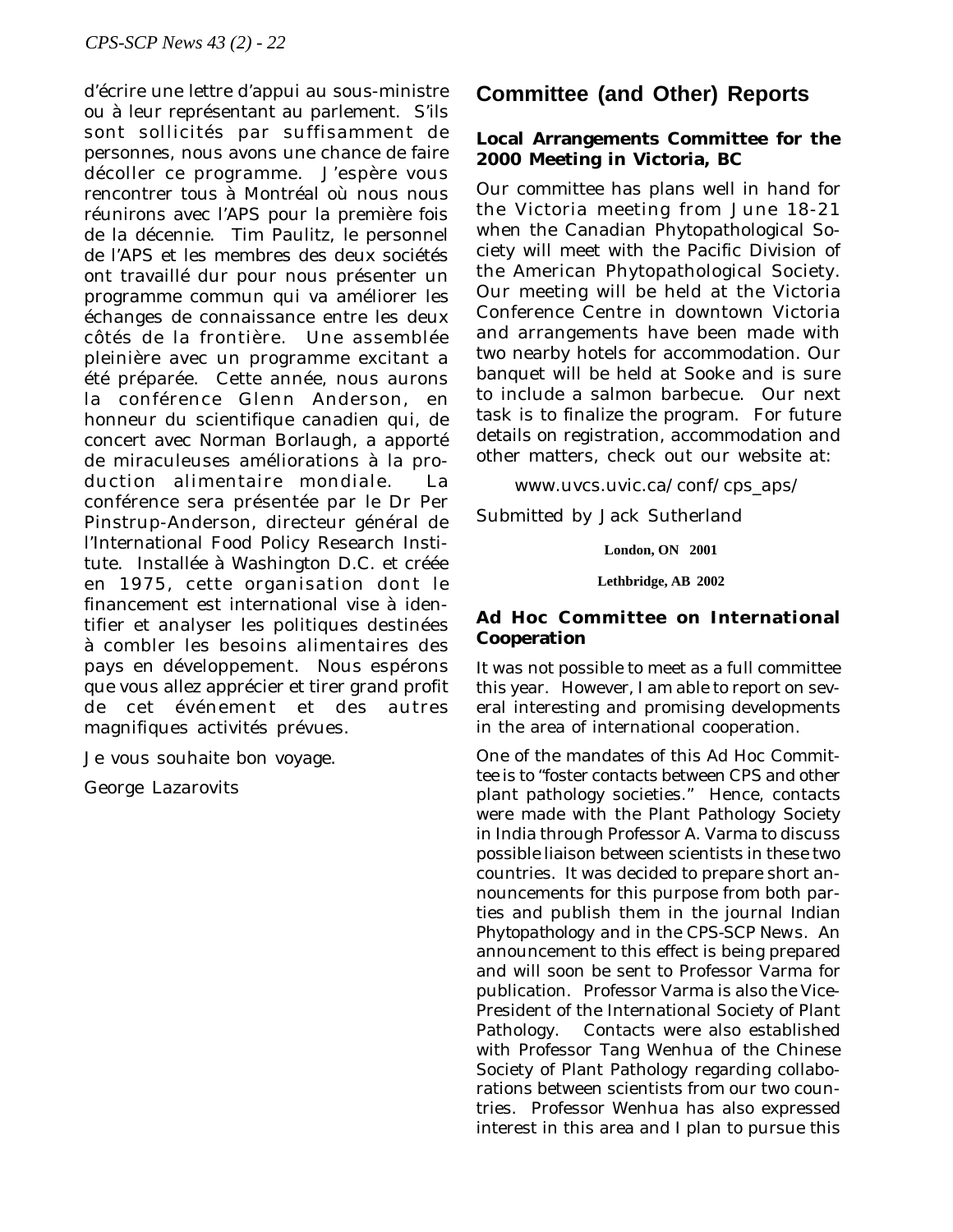d'écrire une lettre d'appui au sous-ministre ou à leur représentant au parlement. S'ils sont sollicités par suffisamment de personnes, nous avons une chance de faire décoller ce programme. J'espère vous rencontrer tous à Montréal où nous nous réunirons avec l'APS pour la première fois de la décennie. Tim Paulitz, le personnel de l'APS et les membres des deux sociétés ont travaillé dur pour nous présenter un programme commun qui va améliorer les échanges de connaissance entre les deux côtés de la frontière. Une assemblée pleinière avec un programme excitant a été préparée. Cette année, nous aurons la conférence Glenn Anderson, en honneur du scientifique canadien qui, de concert avec Norman Borlaugh, a apporté de miraculeuses améliorations à la production alimentaire mondiale. La conférence sera présentée par le Dr Per Pinstrup-Anderson, directeur général de l'International Food Policy Research Institute. Installée à Washington D.C. et crééé en 1975, cette organisation dont le financement est international vise à identifier et analyser les politiques destinées à combler les besoins alimentaires des pays en développement. Nous espérons que vous allez apprécier et tirer grand profit de cet événement et des autres magnifiques activités prévues.

Je vous souhaite bon voyage.

George Lazarovits

## Committee (and Other) Reports

### Local Arrangements Committee for the 2000 Meeting in Victoria, BC

Our committee has plans well in hand for the Victoria meeting from June 18-21 when the Canadian Phytopathological Society will meet with the Pacific Division of the American Phytopathological Society. Our meeting will be held at the Victoria Conference Centre in downtown Victoria and arrangements have been made with two nearby hotels for accommodation. Our banquet will be held at Sooke and is sure to include a salmon barbecue. Our next task is to finalize the program. For future details on registration, accommodation and other matters, check out our website at:

www.uvcs.uvic.ca/conf/cps_aps/

Submitted by Jack Sutherland

**London, ON 2001**

**Lethbridge, AB 2002**

### Ad Hoc Committee on International Cooperation

It was not possible to meet as a full committee this year. However, I am able to report on several interesting and promising developments in the area of international cooperation.

One of the mandates of this Ad Hoc Committee is to "foster contacts between CPS and other plant pathology societies." Hence, contacts were made with the Plant Pathology Society in India through Professor A. Varma to discuss possible liaison between scientists in these two countries. It was decided to prepare short announcements for this purpose from both parties and publish them in the journal Indian Phytopathology and in the CPS-SCP News. An announcement to this effect is being prepared and will soon be sent to Professor Varma for publication. Professor Varma is also the Vice-President of the International Society of Plant Pathology. Contacts were also established with Professor Tang Wenhua of the Chinese Society of Plant Pathology regarding collaborations between scientists from our two countries. Professor Wenhua has also expressed interest in this area and I plan to pursue this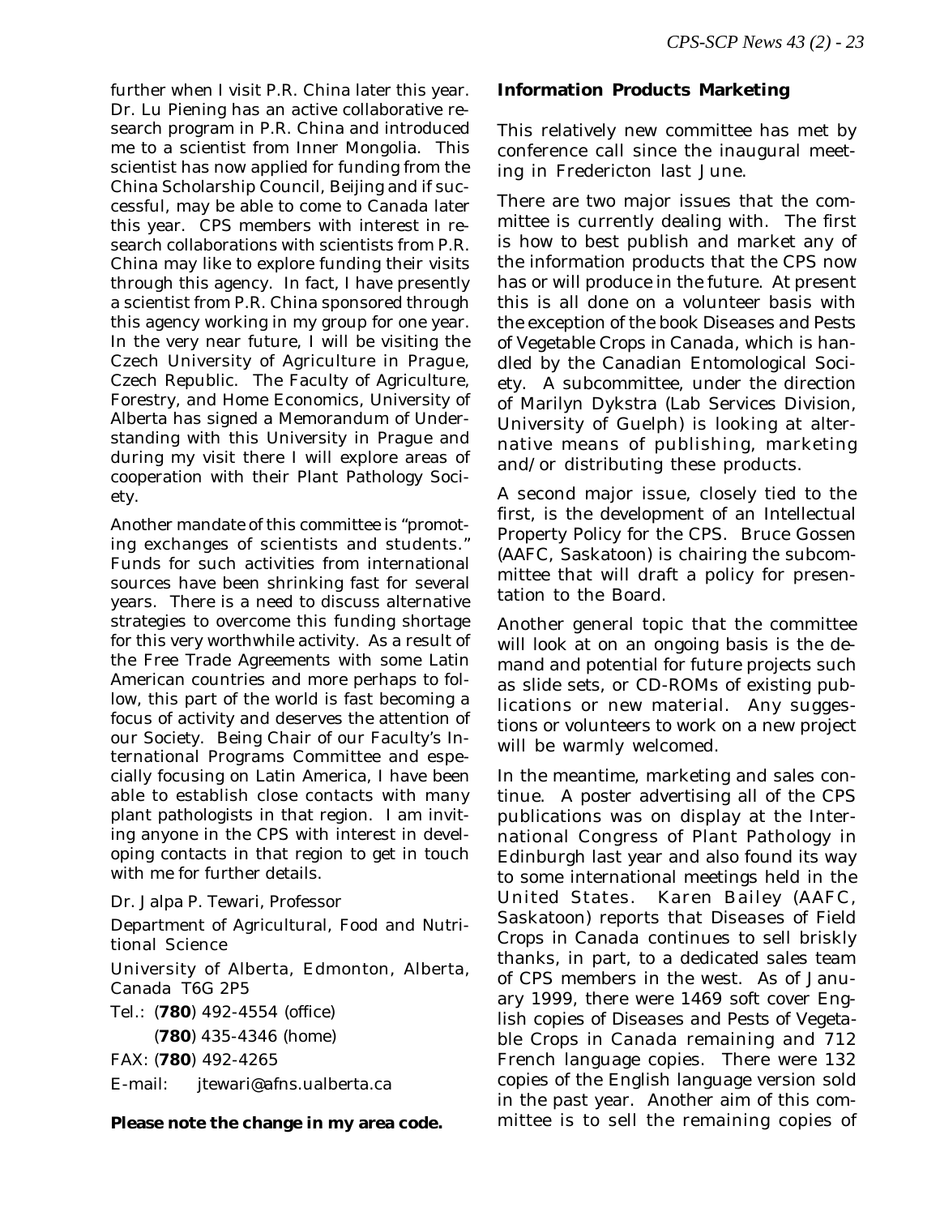further when I visit P.R. China later this year. Dr. Lu Piening has an active collaborative research program in P.R. China and introduced me to a scientist from Inner Mongolia. This scientist has now applied for funding from the China Scholarship Council, Beijing and if successful, may be able to come to Canada later this year. CPS members with interest in research collaborations with scientists from P.R. China may like to explore funding their visits through this agency. In fact, I have presently a scientist from P.R. China sponsored through this agency working in my group for one year. In the very near future, I will be visiting the Czech University of Agriculture in Prague, Czech Republic. The Faculty of Agriculture, Forestry, and Home Economics, University of Alberta has signed a Memorandum of Understanding with this University in Prague and during my visit there I will explore areas of cooperation with their Plant Pathology Society.

Another mandate of this committee is "promoting exchanges of scientists and students." Funds for such activities from international sources have been shrinking fast for several years. There is a need to discuss alternative strategies to overcome this funding shortage for this very worthwhile activity. As a result of the Free Trade Agreements with some Latin American countries and more perhaps to follow, this part of the world is fast becoming a focus of activity and deserves the attention of our Society. Being Chair of our Faculty's International Programs Committee and especially focusing on Latin America, I have been able to establish close contacts with many plant pathologists in that region. I am inviting anyone in the CPS with interest in developing contacts in that region to get in touch with me for further details.

Dr. Jalpa P. Tewari, Professor

Department of Agricultural, Food and Nutritional Science

University of Alberta, Edmonton, Alberta, Canada T6G 2P5

Tel.: (**780**) 492-4554 (office)

(**780**) 435-4346 (home)

FAX: (**780**) 492-4265

E-mail: jtewari@afns.ualberta.ca

**Please note the change in my area code.**

### Information Products Marketing

This relatively new committee has met by conference call since the inaugural meeting in Fredericton last June.

There are two major issues that the committee is currently dealing with. The first is how to best publish and market any of the information products that the CPS now has or will produce in the future. At present this is all done on a volunteer basis with the exception of the book *Diseases and Pests of Vegetable Crops in Canada*, which is handled by the Canadian Entomological Society. A subcommittee, under the direction of Marilyn Dykstra (Lab Services Division, University of Guelph) is looking at alternative means of publishing, marketing and/or distributing these products.

A second major issue, closely tied to the first, is the development of an Intellectual Property Policy for the CPS. Bruce Gossen (AAFC, Saskatoon) is chairing the subcommittee that will draft a policy for presentation to the Board.

Another general topic that the committee will look at on an ongoing basis is the demand and potential for future projects such as slide sets, or CD-ROMs of existing publications or new material. Any suggestions or volunteers to work on a new project will be warmly welcomed.

In the meantime, marketing and sales continue. A poster advertising all of the CPS publications was on display at the International Congress of Plant Pathology in Edinburgh last year and also found its way to some international meetings held in the United States. Karen Bailey (AAFC, Saskatoon) reports that *Diseases of Field Crops in Canada* continues to sell briskly thanks, in part, to a dedicated sales team of CPS members in the west. As of January 1999, there were 1469 soft cover English copies of *Diseases and Pests of Vegetable Crops in Canada* remaining and 712 French language copies. There were 132 copies of the English language version sold in the past year. Another aim of this committee is to sell the remaining copies of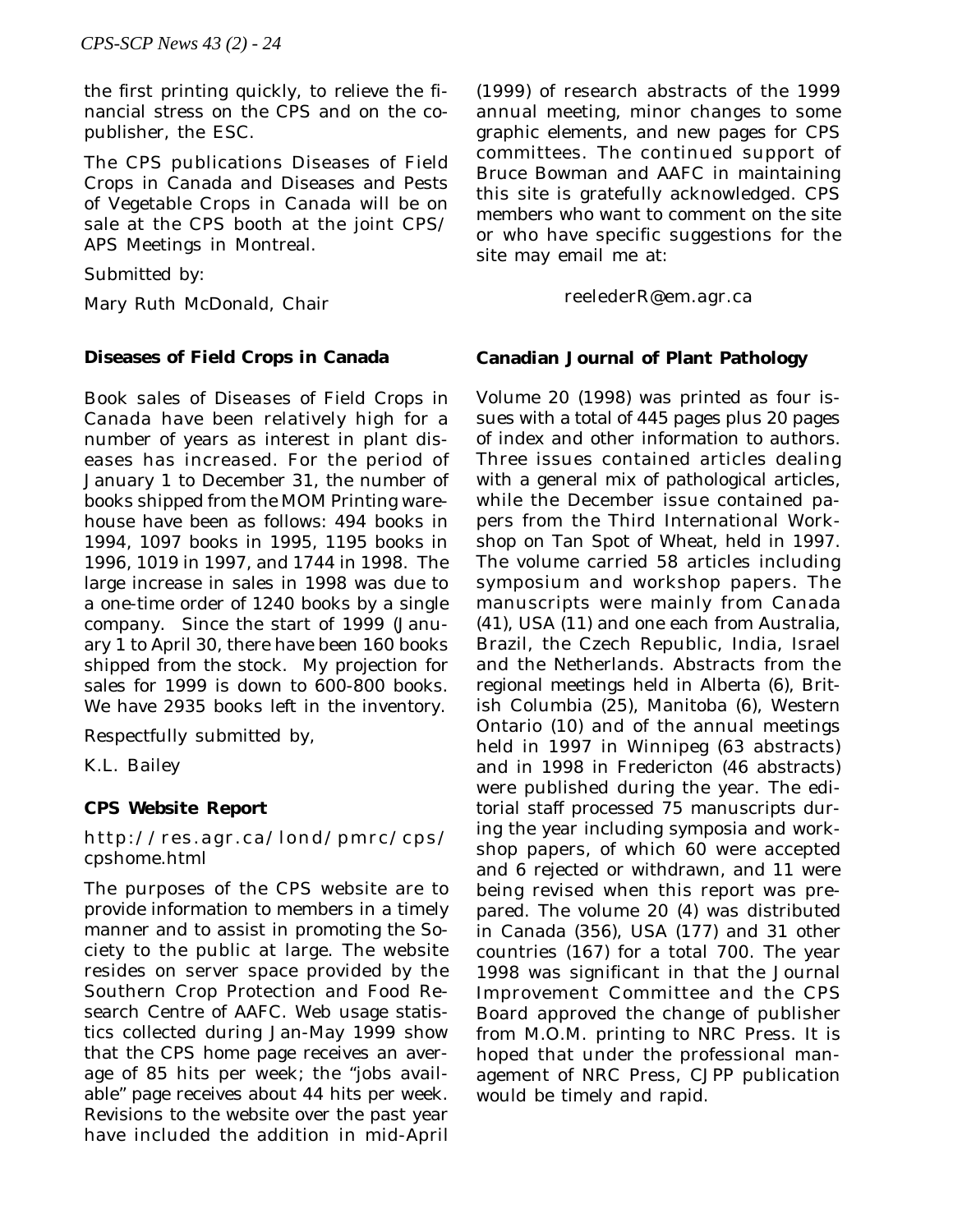the first printing quickly, to relieve the financial stress on the CPS and on the co-publisher, the ESC.

The CPS publications Diseases of Field Crops in Canada and Diseases and Pests of Vegetable Crops in Canada will be on sale at the CPS booth at the joint CPS/APS Meetings in Montreal.

Submitted by:

Mary Ruth McDonald, Chair

**Diseases of Field Crops in Canada**

Book sales of Diseases of Field Crops in Canada have been relatively high for a number of years as interest in plant diseases has increased. For the period of January 1 to December 31, the number of books shipped from the MOM Printing warehouse have been as follows: 494 books in 1994, 1097 books in 1995, 1195 books in 1996, 1019 in 1997, and 1744 in 1998. The large increase in sales in 1998 was due to a one-time order of 1240 books by a single company. Since the start of 1999 (January 1 to April 30, there have been 160 books shipped from the stock. My projection for sales for 1999 is down to 600-800 books. We have 2935 books left in the inventory.

Respectfully submitted by,

K.L. Bailey

**CPS Website Report**

http://res.agr.ca/lond/pmrc/cps/cpshome.html

The purposes of the CPS website are to provide information to members in a timely manner and to assist in promoting the Society to the public at large. The website resides on server space provided by the Southern Crop Protection and Food Research Centre of AAFC. Web usage statistics collected during Jan-May 1999 show that the CPS home page receives an average of 85 hits per week; the "jobs available" page receives about 44 hits per week. Revisions to the website over the past year have included the addition in mid-April (1999) of research abstracts of the 1999 annual meeting, minor changes to some graphic elements, and new pages for CPS committees. The continued support of Bruce Bowman and AAFC in maintaining this site is gratefully acknowledged. CPS members who want to comment on the site or who have specific suggestions for the site may email me at:

reelederR@em.agr.ca

**Canadian Journal of Plant Pathology**

Volume 20 (1998) was printed as four issues with a total of 445 pages plus 20 pages of index and other information to authors. Three issues contained articles dealing with a general mix of pathological articles, while the December issue contained papers from the Third International Workshop on Tan Spot of Wheat, held in 1997. The volume carried 58 articles including symposium and workshop papers. The manuscripts were mainly from Canada (41), USA (11) and one each from Australia, Brazil, the Czech Republic, India, Israel and the Netherlands. Abstracts from the regional meetings held in Alberta (6), British Columbia (25), Manitoba (6), Western Ontario (10) and of the annual meetings held in 1997 in Winnipeg (63 abstracts) and in 1998 in Fredericton (46 abstracts) were published during the year. The editorial staff processed 75 manuscripts during the year including symposia and workshop papers, of which 60 were accepted and 6 rejected or withdrawn, and 11 were being revised when this report was prepared. The volume 20 (4) was distributed in Canada (356), USA (177) and 31 other countries (167) for a total 700. The year 1998 was significant in that the Journal Improvement Committee and the CPS Board approved the change of publisher from M.O.M. printing to NRC Press. It is hoped that under the professional management of NRC Press, CJPP publication would be timely and rapid.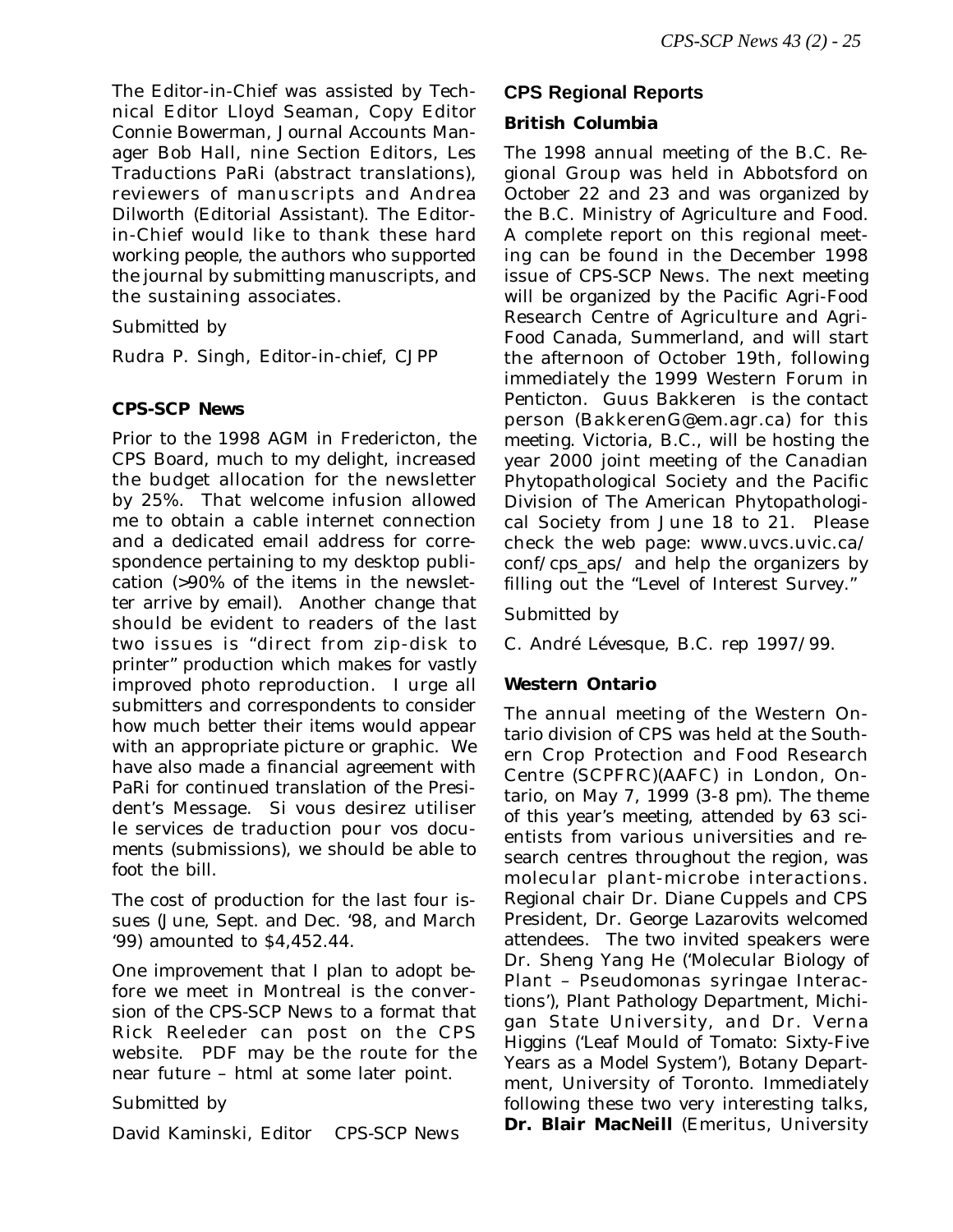The Editor-in-Chief was assisted by Technical Editor Lloyd Seaman, Copy Editor Connie Bowerman, Journal Accounts Manager Bob Hall, nine Section Editors, Les Traductions PaRi (abstract translations), reviewers of manuscripts and Andrea Dilworth (Editorial Assistant). The Editor-in-Chief would like to thank these hard working people, the authors who supported the journal by submitting manuscripts, and the sustaining associates.

Submitted by

Rudra P. Singh, Editor-in-chief, CJPP

### CPS-SCP News

Prior to the 1998 AGM in Fredericton, the CPS Board, much to my delight, increased the budget allocation for the newsletter by 25%. That welcome infusion allowed me to obtain a cable internet connection and a dedicated email address for correspondence pertaining to my desktop publication (>90% of the items in the newsletter arrive by email). Another change that should be evident to readers of the last two issues is "direct from zip-disk to printer" production which makes for vastly improved photo reproduction. I urge all submitters and correspondents to consider how much better their items would appear with an appropriate picture or graphic. We have also made a financial agreement with PaRi for continued translation of the President's Message. Si vous desirez utiliser le services de traduction pour vos documents (submissions), we should be able to foot the bill.

The cost of production for the last four issues (June, Sept. and Dec. '98, and March '99) amounted to $4,452.44.

One improvement that I plan to adopt before we meet in Montreal is the conversion of the CPS-SCP News to a format that Rick Reeleder can post on the CPS website. PDF may be the route for the near future – html at some later point.

Submitted by

David Kaminski, Editor CPS-SCP News

## CPS Regional Reports

### British Columbia

The 1998 annual meeting of the B.C. Regional Group was held in Abbotsford on October 22 and 23 and was organized by the B.C. Ministry of Agriculture and Food. A complete report on this regional meeting can be found in the December 1998 issue of CPS-SCP News. The next meeting will be organized by the Pacific Agri-Food Research Centre of Agriculture and Agri-Food Canada, Summerland, and will start the afternoon of October 19th, following immediately the 1999 Western Forum in Penticton. Guus Bakkeren is the contact person (BakkerenG@em.agr.ca) for this meeting. Victoria, B.C., will be hosting the year 2000 joint meeting of the Canadian Phytopathological Society and the Pacific Division of The American Phytopathological Society from June 18 to 21. Please check the web page: www.uvcs.uvic.ca/conf/cps_aps/ and help the organizers by filling out the "Level of Interest Survey."

Submitted by

C. André Lévesque, B.C. rep 1997/99.

### Western Ontario

The annual meeting of the Western Ontario division of CPS was held at the Southern Crop Protection and Food Research Centre (SCPFRC)(AAFC) in London, Ontario, on May 7, 1999 (3-8 pm). The theme of this year's meeting, attended by 63 scientists from various universities and research centres throughout the region, was molecular plant-microbe interactions. Regional chair Dr. Diane Cuppels and CPS President, Dr. George Lazarovits welcomed attendees. The two invited speakers were Dr. Sheng Yang He ('Molecular Biology of Plant – *Pseudomonas syringae* Interactions'), Plant Pathology Department, Michigan State University, and Dr. Verna Higgins ('Leaf Mould of Tomato: Sixty-Five Years as a Model System'), Botany Department, University of Toronto. Immediately following these two very interesting talks, **Dr. Blair MacNeill** (Emeritus, University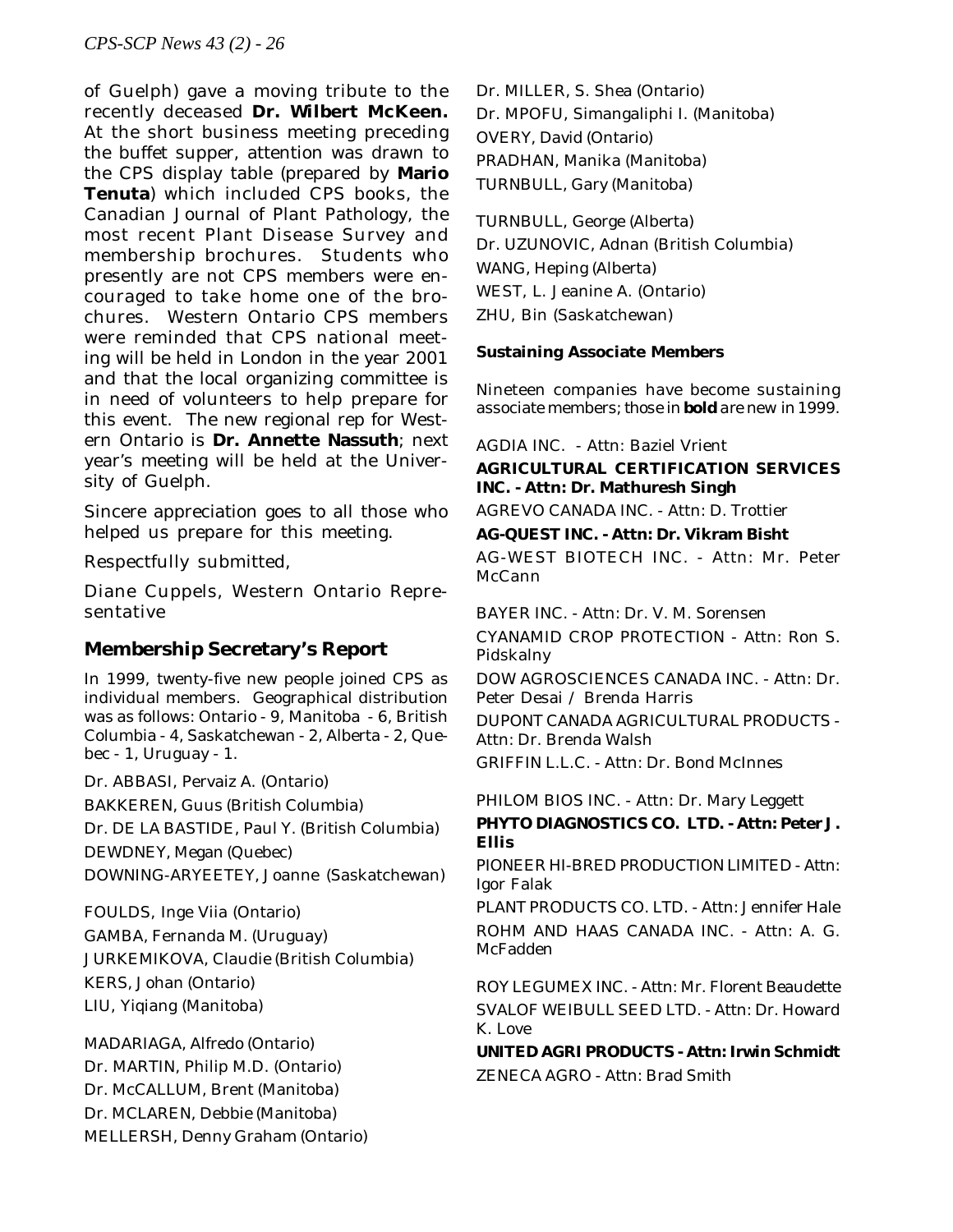of Guelph) gave a moving tribute to the recently deceased **Dr. Wilbert McKeen.** At the short business meeting preceding the buffet supper, attention was drawn to the CPS display table (prepared by **Mario Tenuta**) which included CPS books, the Canadian Journal of Plant Pathology, the most recent Plant Disease Survey and membership brochures. Students who presently are not CPS members were encouraged to take home one of the brochures. Western Ontario CPS members were reminded that CPS national meeting will be held in London in the year 2001 and that the local organizing committee is in need of volunteers to help prepare for this event. The new regional rep for Western Ontario is **Dr. Annette Nassuth**; next year's meeting will be held at the University of Guelph.

Sincere appreciation goes to all those who helped us prepare for this meeting.

Respectfully submitted,

Diane Cuppels, Western Ontario Representative

## Membership Secretary's Report

In 1999, twenty-five new people joined CPS as individual members. Geographical distribution was as follows: Ontario - 9, Manitoba - 6, British Columbia - 4, Saskatchewan - 2, Alberta - 2, Quebec - 1, Uruguay - 1.

Dr. ABBASI, Pervaiz A. (Ontario)
BAKKEREN, Guus (British Columbia)
Dr. DE LA BASTIDE, Paul Y. (British Columbia)
DEWDNEY, Megan (Quebec)
DOWNING-ARYEETEY, Joanne (Saskatchewan)

FOULDS, Inge Viia (Ontario)
GAMBA, Fernanda M. (Uruguay)
JURKEMIKOVA, Claudie (British Columbia)
KERS, Johan (Ontario)
LIU, Yiqiang (Manitoba)

MADARIAGA, Alfredo (Ontario)
Dr. MARTIN, Philip M.D. (Ontario)
Dr. McCALLUM, Brent (Manitoba)
Dr. MCLAREN, Debbie (Manitoba)
MELLERSH, Denny Graham (Ontario)

Dr. MILLER, S. Shea (Ontario)
Dr. MPOFU, Simangaliphi I. (Manitoba)
OVERY, David (Ontario)
PRADHAN, Manika (Manitoba)
TURNBULL, Gary (Manitoba)

TURNBULL, George (Alberta)
Dr. UZUNOVIC, Adnan (British Columbia)
WANG, Heping (Alberta)
WEST, L. Jeanine A. (Ontario)
ZHU, Bin (Saskatchewan)

**Sustaining Associate Members**

Nineteen companies have become sustaining associate members; those in **bold** are new in 1999.

AGDIA INC. - Attn: Baziel Vrient

**AGRICULTURAL CERTIFICATION SERVICES INC. - Attn: Dr. Mathuresh Singh**

AGREVO CANADA INC. - Attn: D. Trottier

**AG-QUEST INC. - Attn: Dr. Vikram Bisht**

AG-WEST BIOTECH INC. - Attn: Mr. Peter McCann

BAYER INC. - Attn: Dr. V. M. Sorensen

CYANAMID CROP PROTECTION - Attn: Ron S. Pidskalny

DOW AGROSCIENCES CANADA INC. - Attn: Dr. Peter Desai / Brenda Harris

DUPONT CANADA AGRICULTURAL PRODUCTS - Attn: Dr. Brenda Walsh

GRIFFIN L.L.C. - Attn: Dr. Bond McInnes

PHILOM BIOS INC. - Attn: Dr. Mary Leggett

**PHYTO DIAGNOSTICS CO. LTD. - Attn: Peter J. Ellis**

PIONEER HI-BRED PRODUCTION LIMITED - Attn: Igor Falak

PLANT PRODUCTS CO. LTD. - Attn: Jennifer Hale

ROHM AND HAAS CANADA INC. - Attn: A. G. McFadden

ROY LEGUMEX INC. - Attn: Mr. Florent Beaudette

SVALOF WEIBULL SEED LTD. - Attn: Dr. Howard K. Love

**UNITED AGRI PRODUCTS - Attn: Irwin Schmidt**

ZENECA AGRO - Attn: Brad Smith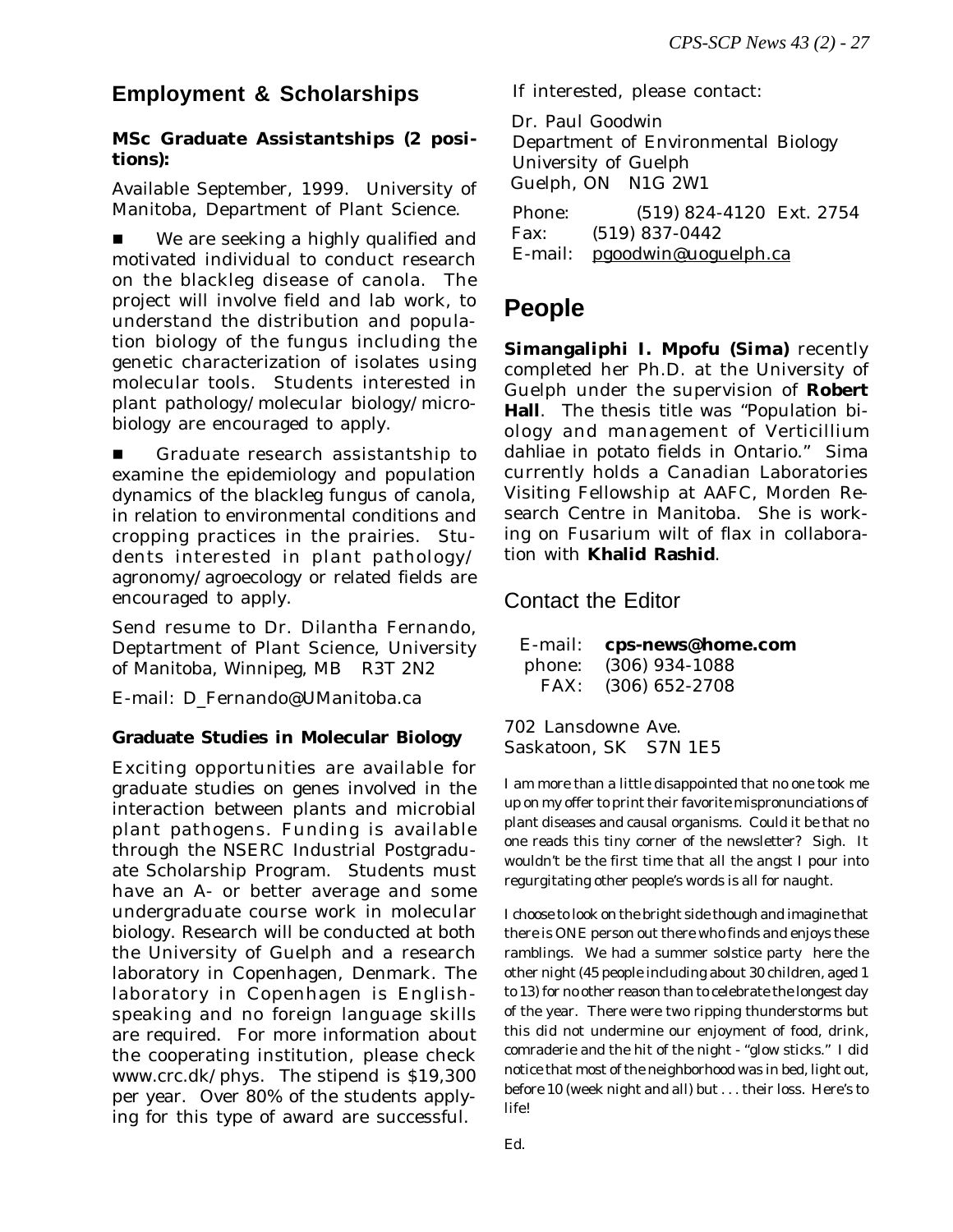## Employment & Scholarships

### MSc Graduate Assistantships (2 positions):

Available September, 1999. University of Manitoba, Department of Plant Science.

- We are seeking a highly qualified and motivated individual to conduct research on the blackleg disease of canola. The project will involve field and lab work, to understand the distribution and population biology of the fungus including the genetic characterization of isolates using molecular tools. Students interested in plant pathology/molecular biology/microbiology are encouraged to apply.

- Graduate research assistantship to examine the epidemiology and population dynamics of the blackleg fungus of canola, in relation to environmental conditions and cropping practices in the prairies. Students interested in plant pathology/agronomy/agroecology or related fields are encouraged to apply.

Send resume to Dr. Dilantha Fernando, Deptartment of Plant Science, University of Manitoba, Winnipeg, MB R3T 2N2

E-mail: D_Fernando@UManitoba.ca

### Graduate Studies in Molecular Biology

Exciting opportunities are available for graduate studies on genes involved in the interaction between plants and microbial plant pathogens. Funding is available through the NSERC Industrial Postgraduate Scholarship Program. Students must have an A- or better average and some undergraduate course work in molecular biology. Research will be conducted at both the University of Guelph and a research laboratory in Copenhagen, Denmark. The laboratory in Copenhagen is English-speaking and no foreign language skills are required. For more information about the cooperating institution, please check www.crc.dk/phys. The stipend is $19,300 per year. Over 80% of the students applying for this type of award are successful.

If interested, please contact:

Dr. Paul Goodwin
Department of Environmental Biology
University of Guelph
Guelph, ON N1G 2W1

Phone: (519) 824-4120 Ext. 2754
Fax: (519) 837-0442
E-mail: pgoodwin@uoguelph.ca

## People

**Simangaliphi I. Mpofu (Sima)** recently completed her Ph.D. at the University of Guelph under the supervision of **Robert Hall**. The thesis title was "Population biology and management of Verticillium dahliae in potato fields in Ontario." Sima currently holds a Canadian Laboratories Visiting Fellowship at AAFC, Morden Research Centre in Manitoba. She is working on Fusarium wilt of flax in collaboration with **Khalid Rashid**.

## Contact the Editor

E-mail: **cps-news@home.com**
phone: (306) 934-1088
FAX: (306) 652-2708

702 Lansdowne Ave.
Saskatoon, SK S7N 1E5

I am more than a little disappointed that no one took me up on my offer to print their favorite mispronunciations of plant diseases and causal organisms. Could it be that no one reads this tiny corner of the newsletter? Sigh. It wouldn't be the first time that all the angst I pour into regurgitating other people's words is all for naught.

I choose to look on the bright side though and imagine that there is ONE person out there who finds and enjoys these ramblings. We had a summer solstice party here the other night (45 people including about 30 children, aged 1 to 13) for no other reason than to celebrate the longest day of the year. There were two ripping thunderstorms but this did not undermine our enjoyment of food, drink, comraderie and the hit of the night - "glow sticks." I did notice that most of the neighborhood was in bed, light out, before 10 (week night and all) but . . . their loss. Here's to life!

Ed.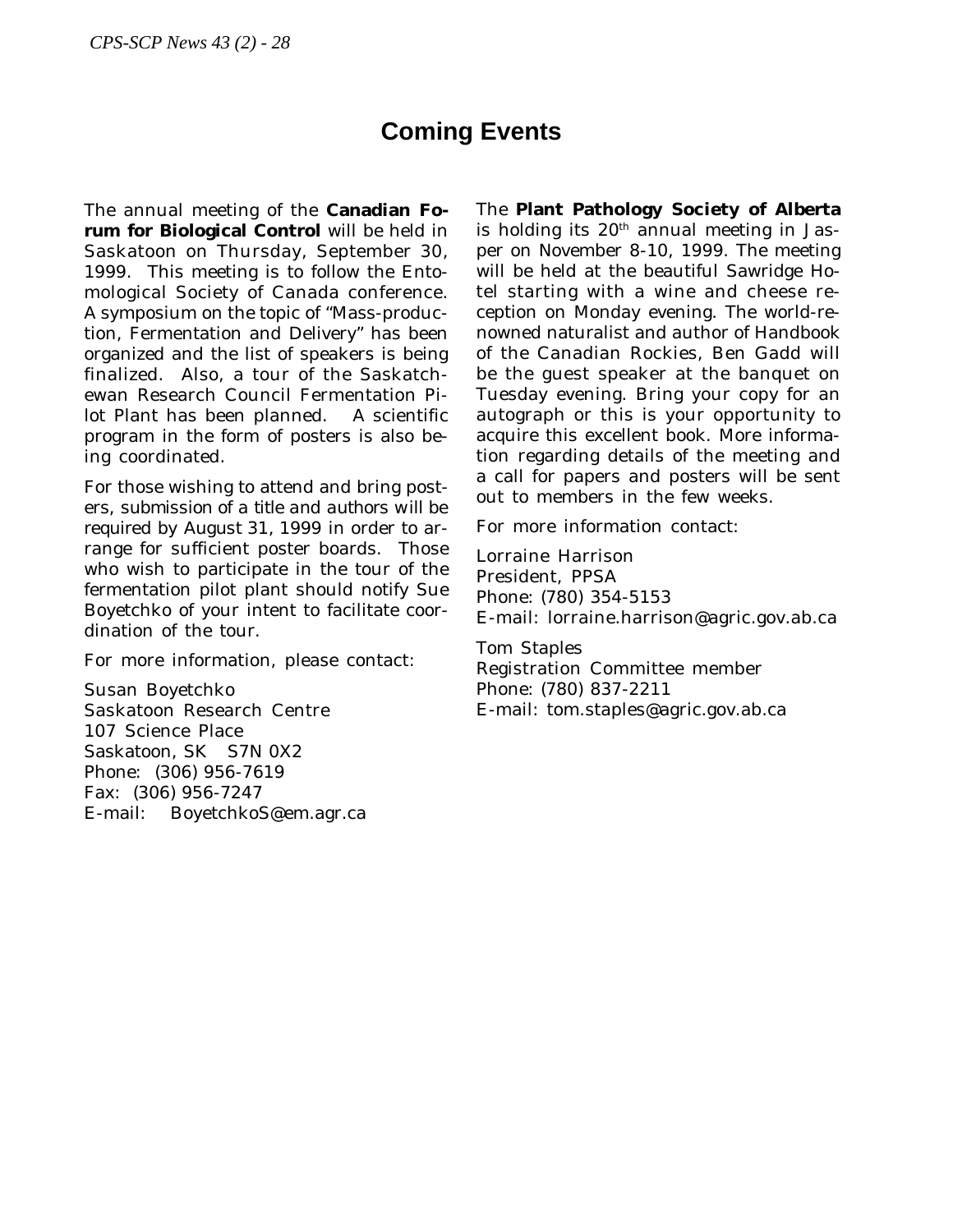# Coming Events

The annual meeting of the **Canadian Forum for Biological Control** will be held in Saskatoon on Thursday, September 30, 1999. This meeting is to follow the Entomological Society of Canada conference. A symposium on the topic of "Mass-production, Fermentation and Delivery" has been organized and the list of speakers is being finalized. Also, a tour of the Saskatchewan Research Council Fermentation Pilot Plant has been planned. A scientific program in the form of posters is also being coordinated.

For those wishing to attend and bring posters, submission of a title and authors will be required by August 31, 1999 in order to arrange for sufficient poster boards. Those who wish to participate in the tour of the fermentation pilot plant should notify Sue Boyetchko of your intent to facilitate coordination of the tour.

For more information, please contact:

Susan Boyetchko
Saskatoon Research Centre
107 Science Place
Saskatoon, SK S7N 0X2
Phone: (306) 956-7619
Fax: (306) 956-7247
E-mail: BoyetchkoS@em.agr.ca

The **Plant Pathology Society of Alberta** is holding its 20th annual meeting in Jasper on November 8-10, 1999. The meeting will be held at the beautiful Sawridge Hotel starting with a wine and cheese reception on Monday evening. The world-renowned naturalist and author of Handbook of the Canadian Rockies, Ben Gadd will be the guest speaker at the banquet on Tuesday evening. Bring your copy for an autograph or this is your opportunity to acquire this excellent book. More information regarding details of the meeting and a call for papers and posters will be sent out to members in the few weeks.

For more information contact:

Lorraine Harrison
President, PPSA
Phone: (780) 354-5153
E-mail: lorraine.harrison@agric.gov.ab.ca

Tom Staples
Registration Committee member
Phone: (780) 837-2211
E-mail: tom.staples@agric.gov.ab.ca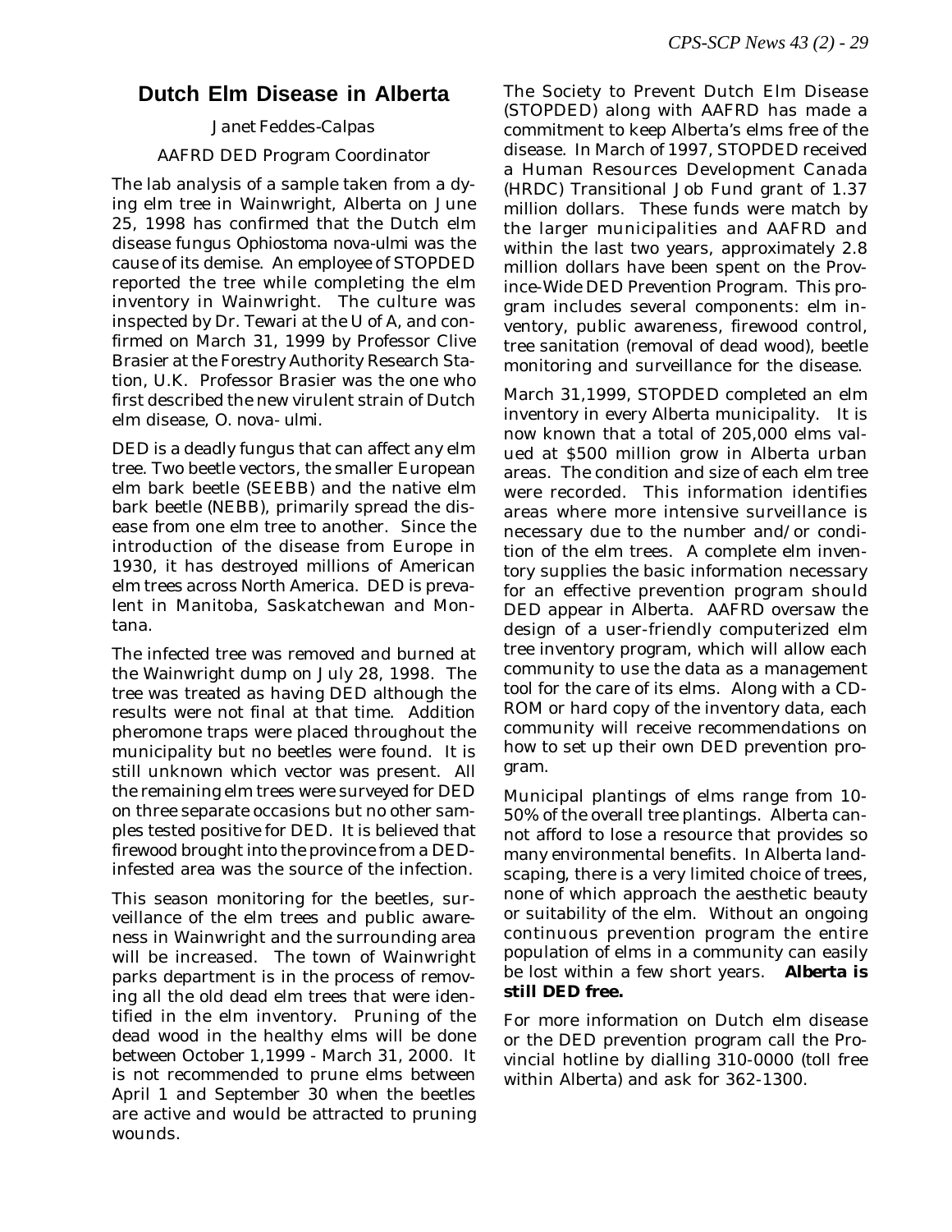## Dutch Elm Disease in Alberta

Janet Feddes-Calpas

AAFRD DED Program Coordinator

The lab analysis of a sample taken from a dying elm tree in Wainwright, Alberta on June 25, 1998 has confirmed that the Dutch elm disease fungus *Ophiostoma nova-ulmi* was the cause of its demise. An employee of STOPDED reported the tree while completing the elm inventory in Wainwright. The culture was inspected by Dr. Tewari at the U of A, and confirmed on March 31, 1999 by Professor Clive Brasier at the Forestry Authority Research Station, U.K. Professor Brasier was the one who first described the new virulent strain of Dutch elm disease, *O. nova- ulmi.*

DED is a deadly fungus that can affect any elm tree. Two beetle vectors, the smaller European elm bark beetle (SEEBB) and the native elm bark beetle (NEBB), primarily spread the disease from one elm tree to another. Since the introduction of the disease from Europe in 1930, it has destroyed millions of American elm trees across North America. DED is prevalent in Manitoba, Saskatchewan and Montana.

The infected tree was removed and burned at the Wainwright dump on July 28, 1998. The tree was treated as having DED although the results were not final at that time. Addition pheromone traps were placed throughout the municipality but no beetles were found. It is still unknown which vector was present. All the remaining elm trees were surveyed for DED on three separate occasions but no other samples tested positive for DED. It is believed that firewood brought into the province from a DED-infested area was the source of the infection.

This season monitoring for the beetles, surveillance of the elm trees and public awareness in Wainwright and the surrounding area will be increased. The town of Wainwright parks department is in the process of removing all the old dead elm trees that were identified in the elm inventory. Pruning of the dead wood in the healthy elms will be done between October 1,1999 - March 31, 2000. It is not recommended to prune elms between April 1 and September 30 when the beetles are active and would be attracted to pruning wounds.

The Society to Prevent Dutch Elm Disease (STOPDED) along with AAFRD has made a commitment to keep Alberta's elms free of the disease. In March of 1997, STOPDED received a Human Resources Development Canada (HRDC) Transitional Job Fund grant of 1.37 million dollars. These funds were match by the larger municipalities and AAFRD and within the last two years, approximately 2.8 million dollars have been spent on the Province-Wide DED Prevention Program. This program includes several components: elm inventory, public awareness, firewood control, tree sanitation (removal of dead wood), beetle monitoring and surveillance for the disease.

March 31,1999, STOPDED completed an elm inventory in every Alberta municipality. It is now known that a total of 205,000 elms valued at $500 million grow in Alberta urban areas. The condition and size of each elm tree were recorded. This information identifies areas where more intensive surveillance is necessary due to the number and/or condition of the elm trees. A complete elm inventory supplies the basic information necessary for an effective prevention program should DED appear in Alberta. AAFRD oversaw the design of a user-friendly computerized elm tree inventory program, which will allow each community to use the data as a management tool for the care of its elms. Along with a CD-ROM or hard copy of the inventory data, each community will receive recommendations on how to set up their own DED prevention program.

Municipal plantings of elms range from 10-50% of the overall tree plantings. Alberta cannot afford to lose a resource that provides so many environmental benefits. In Alberta landscaping, there is a very limited choice of trees, none of which approach the aesthetic beauty or suitability of the elm. Without an ongoing continuous prevention program the entire population of elms in a community can easily be lost within a few short years. **Alberta is still DED free.**

For more information on Dutch elm disease or the DED prevention program call the Provincial hotline by dialling 310-0000 (toll free within Alberta) and ask for 362-1300.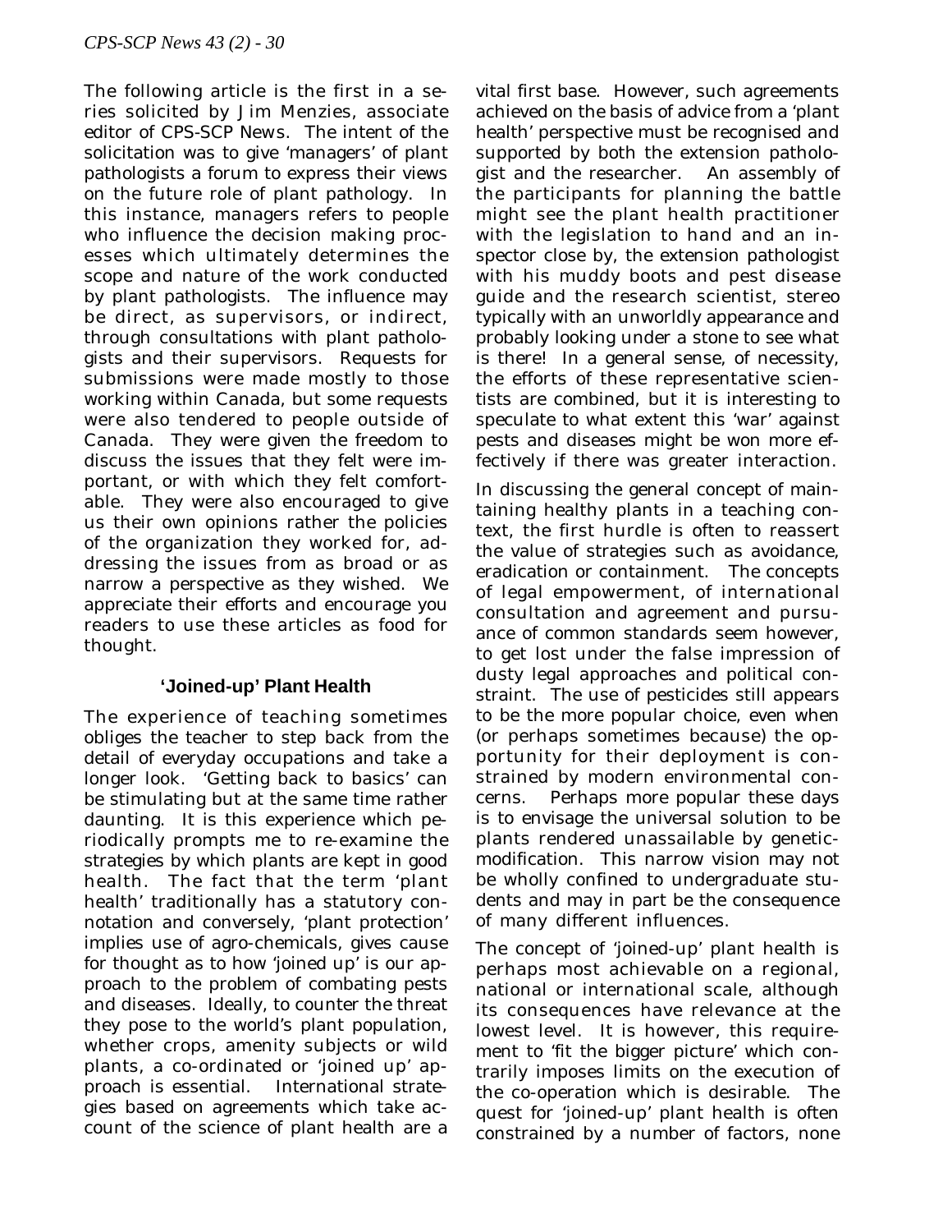The following article is the first in a series solicited by Jim Menzies, associate editor of CPS-SCP News. The intent of the solicitation was to give 'managers' of plant pathologists a forum to express their views on the future role of plant pathology. In this instance, managers refers to people who influence the decision making processes which ultimately determines the scope and nature of the work conducted by plant pathologists. The influence may be direct, as supervisors, or indirect, through consultations with plant pathologists and their supervisors. Requests for submissions were made mostly to those working within Canada, but some requests were also tendered to people outside of Canada. They were given the freedom to discuss the issues that they felt were important, or with which they felt comfortable. They were also encouraged to give us their own opinions rather the policies of the organization they worked for, addressing the issues from as broad or as narrow a perspective as they wished. We appreciate their efforts and encourage you readers to use these articles as food for thought.

## 'Joined-up' Plant Health

The experience of teaching sometimes obliges the teacher to step back from the detail of everyday occupations and take a longer look. 'Getting back to basics' can be stimulating but at the same time rather daunting. It is this experience which periodically prompts me to re-examine the strategies by which plants are kept in good health. The fact that the term 'plant health' traditionally has a statutory connotation and conversely, 'plant protection' implies use of agro-chemicals, gives cause for thought as to how 'joined up' is our approach to the problem of combating pests and diseases. Ideally, to counter the threat they pose to the world's plant population, whether crops, amenity subjects or wild plants, a co-ordinated or 'joined up' approach is essential. International strategies based on agreements which take account of the science of plant health are a vital first base. However, such agreements achieved on the basis of advice from a 'plant health' perspective must be recognised and supported by both the extension pathologist and the researcher. An assembly of the participants for planning the battle might see the plant health practitioner with the legislation to hand and an inspector close by, the extension pathologist with his muddy boots and pest disease guide and the research scientist, stereo typically with an unworldly appearance and probably looking under a stone to see what is there! In a general sense, of necessity, the efforts of these representative scientists are combined, but it is interesting to speculate to what extent this 'war' against pests and diseases might be won more effectively if there was greater interaction.

In discussing the general concept of maintaining healthy plants in a teaching context, the first hurdle is often to reassert the value of strategies such as avoidance, eradication or containment. The concepts of legal empowerment, of international consultation and agreement and pursuance of common standards seem however, to get lost under the false impression of dusty legal approaches and political constraint. The use of pesticides still appears to be the more popular choice, even when (or perhaps sometimes because) the opportunity for their deployment is constrained by modern environmental concerns. Perhaps more popular these days is to envisage the universal solution to be plants rendered unassailable by genetic-modification. This narrow vision may not be wholly confined to undergraduate students and may in part be the consequence of many different influences.

The concept of 'joined-up' plant health is perhaps most achievable on a regional, national or international scale, although its consequences have relevance at the lowest level. It is however, this requirement to 'fit the bigger picture' which contrarily imposes limits on the execution of the co-operation which is desirable. The quest for 'joined-up' plant health is often constrained by a number of factors, none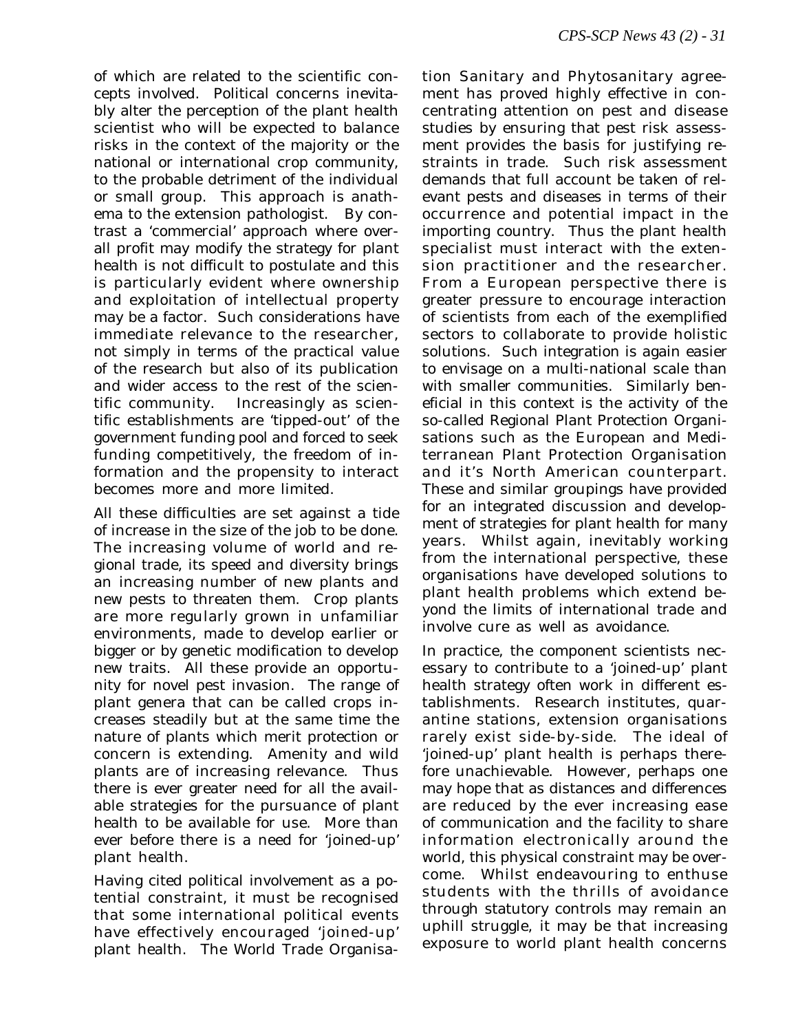of which are related to the scientific concepts involved. Political concerns inevitably alter the perception of the plant health scientist who will be expected to balance risks in the context of the majority or the national or international crop community, to the probable detriment of the individual or small group. This approach is anathema to the extension pathologist. By contrast a 'commercial' approach where overall profit may modify the strategy for plant health is not difficult to postulate and this is particularly evident where ownership and exploitation of intellectual property may be a factor. Such considerations have immediate relevance to the researcher, not simply in terms of the practical value of the research but also of its publication and wider access to the rest of the scientific community. Increasingly as scientific establishments are 'tipped-out' of the government funding pool and forced to seek funding competitively, the freedom of information and the propensity to interact becomes more and more limited.

All these difficulties are set against a tide of increase in the size of the job to be done. The increasing volume of world and regional trade, its speed and diversity brings an increasing number of new plants and new pests to threaten them. Crop plants are more regularly grown in unfamiliar environments, made to develop earlier or bigger or by genetic modification to develop new traits. All these provide an opportunity for novel pest invasion. The range of plant genera that can be called crops increases steadily but at the same time the nature of plants which merit protection or concern is extending. Amenity and wild plants are of increasing relevance. Thus there is ever greater need for all the available strategies for the pursuance of plant health to be available for use. More than ever before there is a need for 'joined-up' plant health.

Having cited political involvement as a potential constraint, it must be recognised that some international political events have effectively encouraged 'joined-up' plant health. The World Trade Organisation Sanitary and Phytosanitary agreement has proved highly effective in concentrating attention on pest and disease studies by ensuring that pest risk assessment provides the basis for justifying restraints in trade. Such risk assessment demands that full account be taken of relevant pests and diseases in terms of their occurrence and potential impact in the importing country. Thus the plant health specialist must interact with the extension practitioner and the researcher. From a European perspective there is greater pressure to encourage interaction of scientists from each of the exemplified sectors to collaborate to provide holistic solutions. Such integration is again easier to envisage on a multi-national scale than with smaller communities. Similarly beneficial in this context is the activity of the so-called Regional Plant Protection Organisations such as the European and Mediterranean Plant Protection Organisation and it's North American counterpart. These and similar groupings have provided for an integrated discussion and development of strategies for plant health for many years. Whilst again, inevitably working from the international perspective, these organisations have developed solutions to plant health problems which extend beyond the limits of international trade and involve cure as well as avoidance.

In practice, the component scientists necessary to contribute to a 'joined-up' plant health strategy often work in different establishments. Research institutes, quarantine stations, extension organisations rarely exist side-by-side. The ideal of 'joined-up' plant health is perhaps therefore unachievable. However, perhaps one may hope that as distances and differences are reduced by the ever increasing ease of communication and the facility to share information electronically around the world, this physical constraint may be overcome. Whilst endeavouring to enthuse students with the thrills of avoidance through statutory controls may remain an uphill struggle, it may be that increasing exposure to world plant health concerns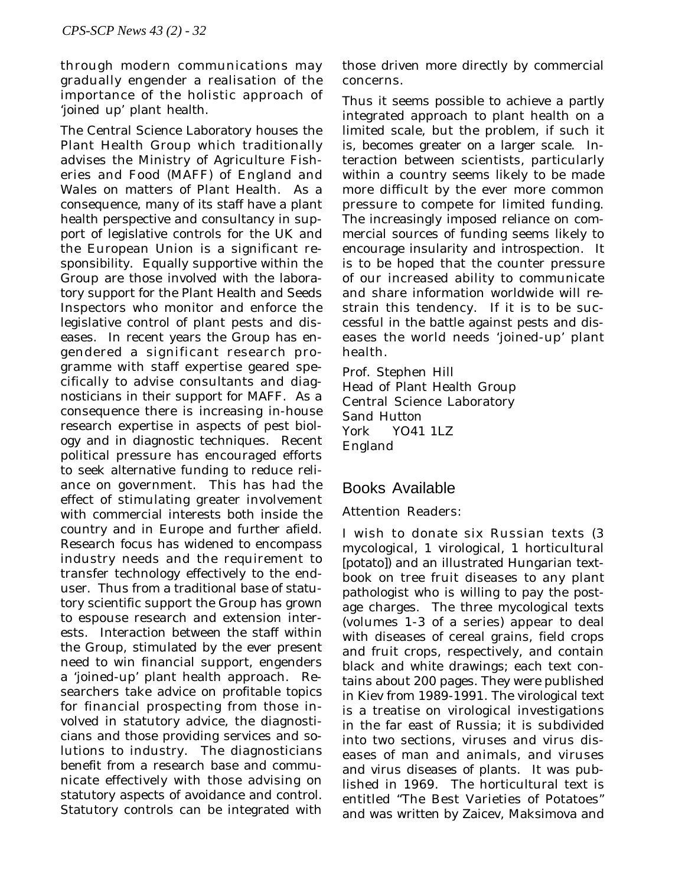through modern communications may gradually engender a realisation of the importance of the holistic approach of 'joined up' plant health.

The Central Science Laboratory houses the Plant Health Group which traditionally advises the Ministry of Agriculture Fisheries and Food (MAFF) of England and Wales on matters of Plant Health. As a consequence, many of its staff have a plant health perspective and consultancy in support of legislative controls for the UK and the European Union is a significant responsibility. Equally supportive within the Group are those involved with the laboratory support for the Plant Health and Seeds Inspectors who monitor and enforce the legislative control of plant pests and diseases. In recent years the Group has engendered a significant research programme with staff expertise geared specifically to advise consultants and diagnosticians in their support for MAFF. As a consequence there is increasing in-house research expertise in aspects of pest biology and in diagnostic techniques. Recent political pressure has encouraged efforts to seek alternative funding to reduce reliance on government. This has had the effect of stimulating greater involvement with commercial interests both inside the country and in Europe and further afield. Research focus has widened to encompass industry needs and the requirement to transfer technology effectively to the end-user. Thus from a traditional base of statutory scientific support the Group has grown to espouse research and extension interests. Interaction between the staff within the Group, stimulated by the ever present need to win financial support, engenders a 'joined-up' plant health approach. Researchers take advice on profitable topics for financial prospecting from those involved in statutory advice, the diagnosticians and those providing services and solutions to industry. The diagnosticians benefit from a research base and communicate effectively with those advising on statutory aspects of avoidance and control. Statutory controls can be integrated with those driven more directly by commercial concerns.

Thus it seems possible to achieve a partly integrated approach to plant health on a limited scale, but the problem, if such it is, becomes greater on a larger scale. Interaction between scientists, particularly within a country seems likely to be made more difficult by the ever more common pressure to compete for limited funding. The increasingly imposed reliance on commercial sources of funding seems likely to encourage insularity and introspection. It is to be hoped that the counter pressure of our increased ability to communicate and share information worldwide will restrain this tendency. If it is to be successful in the battle against pests and diseases the world needs 'joined-up' plant health.

Prof. Stephen Hill
Head of Plant Health Group
Central Science Laboratory
Sand Hutton
York YO41 1LZ
England

## Books Available

Attention Readers:

I wish to donate six Russian texts (3 mycological, 1 virological, 1 horticultural [potato]) and an illustrated Hungarian textbook on tree fruit diseases to any plant pathologist who is willing to pay the postage charges. The three mycological texts (volumes 1-3 of a series) appear to deal with diseases of cereal grains, field crops and fruit crops, respectively, and contain black and white drawings; each text contains about 200 pages. They were published in Kiev from 1989-1991. The virological text is a treatise on virological investigations in the far east of Russia; it is subdivided into two sections, viruses and virus diseases of man and animals, and viruses and virus diseases of plants. It was published in 1969. The horticultural text is entitled "The Best Varieties of Potatoes" and was written by Zaicev, Maksimova and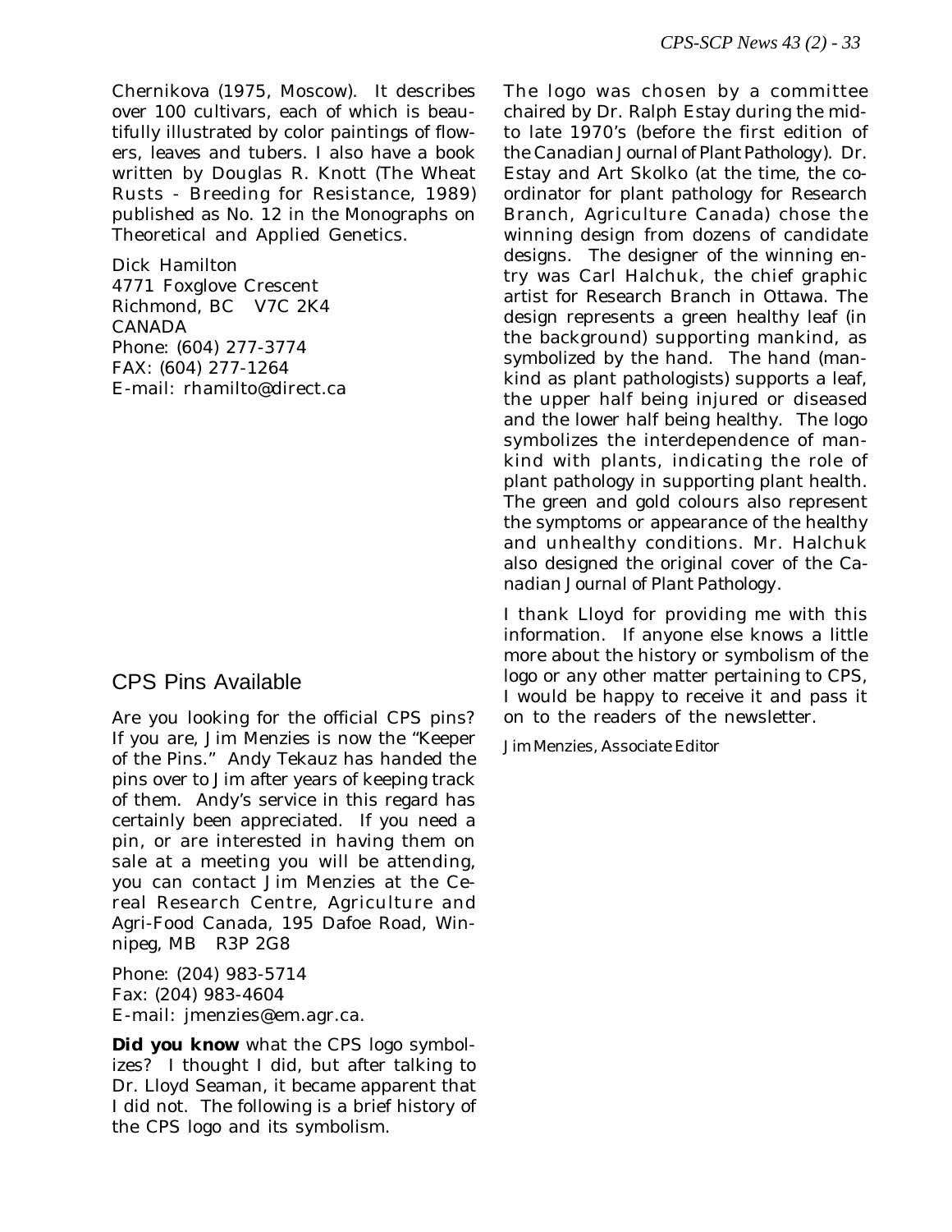Chernikova (1975, Moscow). It describes over 100 cultivars, each of which is beautifully illustrated by color paintings of flowers, leaves and tubers. I also have a book written by Douglas R. Knott (The Wheat Rusts - Breeding for Resistance, 1989) published as No. 12 in the Monographs on Theoretical and Applied Genetics.

Dick Hamilton
4771 Foxglove Crescent
Richmond, BC V7C 2K4
CANADA
Phone: (604) 277-3774
FAX: (604) 277-1264
E-mail: rhamilto@direct.ca

## CPS Pins Available

Are you looking for the official CPS pins? If you are, Jim Menzies is now the "Keeper of the Pins." Andy Tekauz has handed the pins over to Jim after years of keeping track of them. Andy's service in this regard has certainly been appreciated. If you need a pin, or are interested in having them on sale at a meeting you will be attending, you can contact Jim Menzies at the Cereal Research Centre, Agriculture and Agri-Food Canada, 195 Dafoe Road, Winnipeg, MB R3P 2G8

Phone: (204) 983-5714
Fax: (204) 983-4604
E-mail: jmenzies@em.agr.ca.

**Did you know** what the CPS logo symbolizes? I thought I did, but after talking to Dr. Lloyd Seaman, it became apparent that I did not. The following is a brief history of the CPS logo and its symbolism.

The logo was chosen by a committee chaired by Dr. Ralph Estay during the mid- to late 1970's (before the first edition of the *Canadian Journal of Plant Pathology*). Dr. Estay and Art Skolko (at the time, the co-ordinator for plant pathology for Research Branch, Agriculture Canada) chose the winning design from dozens of candidate designs. The designer of the winning entry was Carl Halchuk, the chief graphic artist for Research Branch in Ottawa. The design represents a green healthy leaf (in the background) supporting mankind, as symbolized by the hand. The hand (mankind as plant pathologists) supports a leaf, the upper half being injured or diseased and the lower half being healthy. The logo symbolizes the interdependence of mankind with plants, indicating the role of plant pathology in supporting plant health. The green and gold colours also represent the symptoms or appearance of the healthy and unhealthy conditions. Mr. Halchuk also designed the original cover of the *Canadian Journal of Plant Pathology*.

I thank Lloyd for providing me with this information. If anyone else knows a little more about the history or symbolism of the logo or any other matter pertaining to CPS, I would be happy to receive it and pass it on to the readers of the newsletter.

*Jim Menzies, Associate Editor*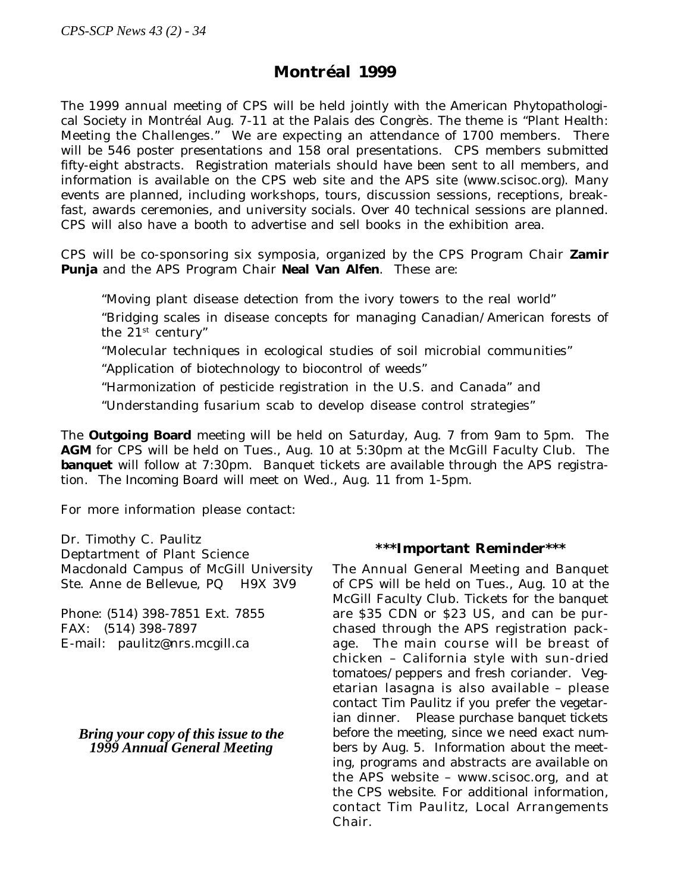# Montréal 1999

The 1999 annual meeting of CPS will be held jointly with the American Phytopathological Society in Montréal Aug. 7-11 at the Palais des Congrès. The theme is "Plant Health: Meeting the Challenges." We are expecting an attendance of 1700 members. There will be 546 poster presentations and 158 oral presentations. CPS members submitted fifty-eight abstracts. Registration materials should have been sent to all members, and information is available on the CPS web site and the APS site (www.scisoc.org). Many events are planned, including workshops, tours, discussion sessions, receptions, breakfast, awards ceremonies, and university socials. Over 40 technical sessions are planned. CPS will also have a booth to advertise and sell books in the exhibition area.

CPS will be co-sponsoring six symposia, organized by the CPS Program Chair **Zamir Punja** and the APS Program Chair **Neal Van Alfen**. These are:

"Moving plant disease detection from the ivory towers to the real world"

"Bridging scales in disease concepts for managing Canadian/American forests of the 21st century"

"Molecular techniques in ecological studies of soil microbial communities"

"Application of biotechnology to biocontrol of weeds"

"Harmonization of pesticide registration in the U.S. and Canada" and

"Understanding fusarium scab to develop disease control strategies"

The **Outgoing Board** meeting will be held on Saturday, Aug. 7 from 9am to 5pm. The **AGM** for CPS will be held on Tues., Aug. 10 at 5:30pm at the McGill Faculty Club. The **banquet** will follow at 7:30pm. Banquet tickets are available through the APS registration. The Incoming Board will meet on Wed., Aug. 11 from 1-5pm.

For more information please contact:

Dr. Timothy C. Paulitz
Deptartment of Plant Science
Macdonald Campus of McGill University
Ste. Anne de Bellevue, PQ H9X 3V9

Phone: (514) 398-7851 Ext. 7855
FAX: (514) 398-7897
E-mail: paulitz@nrs.mcgill.ca

***Bring your copy of this issue to the 1999 Annual General Meeting***

### ***Important Reminder***

The Annual General Meeting and Banquet of CPS will be held on Tues., Aug. 10 at the McGill Faculty Club. Tickets for the banquet are $35 CDN or $23 US, and can be purchased through the APS registration package. The main course will be breast of chicken – California style with sun-dried tomatoes/peppers and fresh coriander. Vegetarian lasagna is also available – please contact Tim Paulitz if you prefer the vegetarian dinner. Please purchase banquet tickets before the meeting, since we need exact numbers by Aug. 5. Information about the meeting, programs and abstracts are available on the APS website – www.scisoc.org, and at the CPS website. For additional information, contact Tim Paulitz, Local Arrangements Chair.